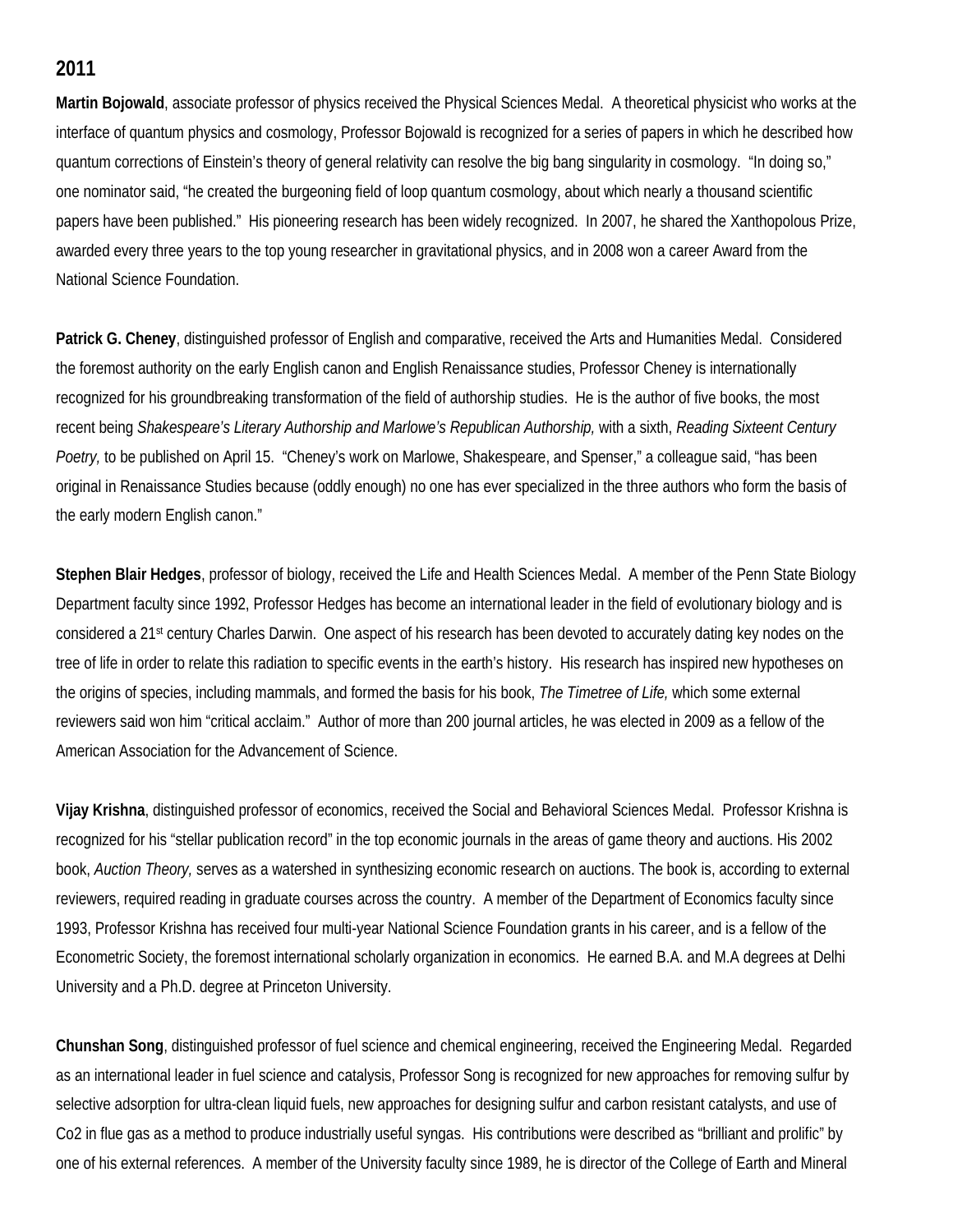## 2011

**Martin Bojowald**, associate professor of physics received the Physical Sciences Medal. A theoretical physicist who works at the interface of quantum physics and cosmology, Professor Bojowald is recognized for a series of papers in which he described how quantum corrections of Einstein's theory of general relativity can resolve the big bang singularity in cosmology. "In doing so," one nominator said, "he created the burgeoning field of loop quantum cosmology, about which nearly a thousand scientific papers have been published." His pioneering research has been widely recognized. In 2007, he shared the Xanthopolous Prize, awarded every three years to the top young researcher in gravitational physics, and in 2008 won a career Award from the National Science Foundation.

**Patrick G. Cheney**, distinguished professor of English and comparative, received the Arts and Humanities Medal. Considered the foremost authority on the early English canon and English Renaissance studies, Professor Cheney is internationally recognized for his groundbreaking transformation of the field of authorship studies. He is the author of five books, the most recent being *Shakespeare's Literary Authorship and Marlowe's Republican Authorship,* with a sixth, *Reading Sixteent Century Poetry,* to be published on April 15. "Cheney's work on Marlowe, Shakespeare, and Spenser," a colleague said, "has been original in Renaissance Studies because (oddly enough) no one has ever specialized in the three authors who form the basis of the early modern English canon."

**Stephen Blair Hedges**, professor of biology, received the Life and Health Sciences Medal. A member of the Penn State Biology Department faculty since 1992, Professor Hedges has become an international leader in the field of evolutionary biology and is considered a 21st century Charles Darwin. One aspect of his research has been devoted to accurately dating key nodes on the tree of life in order to relate this radiation to specific events in the earth's history. His research has inspired new hypotheses on the origins of species, including mammals, and formed the basis for his book, *The Timetree of Life,* which some external reviewers said won him "critical acclaim." Author of more than 200 journal articles, he was elected in 2009 as a fellow of the American Association for the Advancement of Science.

**Vijay Krishna**, distinguished professor of economics, received the Social and Behavioral Sciences Medal. Professor Krishna is recognized for his "stellar publication record" in the top economic journals in the areas of game theory and auctions. His 2002 book, *Auction Theory,* serves as a watershed in synthesizing economic research on auctions. The book is, according to external reviewers, required reading in graduate courses across the country. A member of the Department of Economics faculty since 1993, Professor Krishna has received four multi-year National Science Foundation grants in his career, and is a fellow of the Econometric Society, the foremost international scholarly organization in economics. He earned B.A. and M.A degrees at Delhi University and a Ph.D. degree at Princeton University.

**Chunshan Song**, distinguished professor of fuel science and chemical engineering, received the Engineering Medal. Regarded as an international leader in fuel science and catalysis, Professor Song is recognized for new approaches for removing sulfur by selective adsorption for ultra-clean liquid fuels, new approaches for designing sulfur and carbon resistant catalysts, and use of Co2 in flue gas as a method to produce industrially useful syngas. His contributions were described as "brilliant and prolific" by one of his external references. A member of the University faculty since 1989, he is director of the College of Earth and Mineral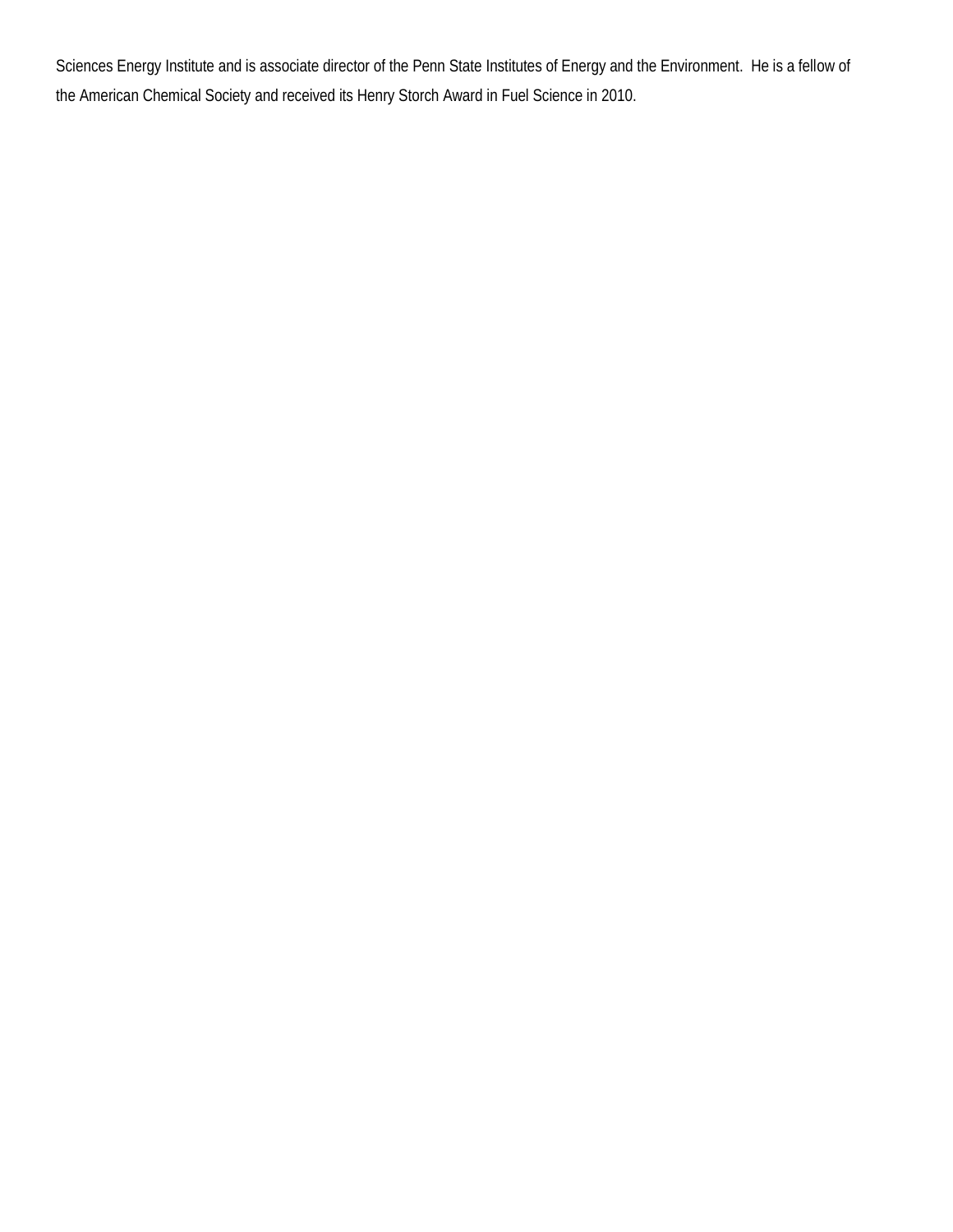Sciences Energy Institute and is associate director of the Penn State Institutes of Energy and the Environment. He is a fellow of the American Chemical Society and received its Henry Storch Award in Fuel Science in 2010.